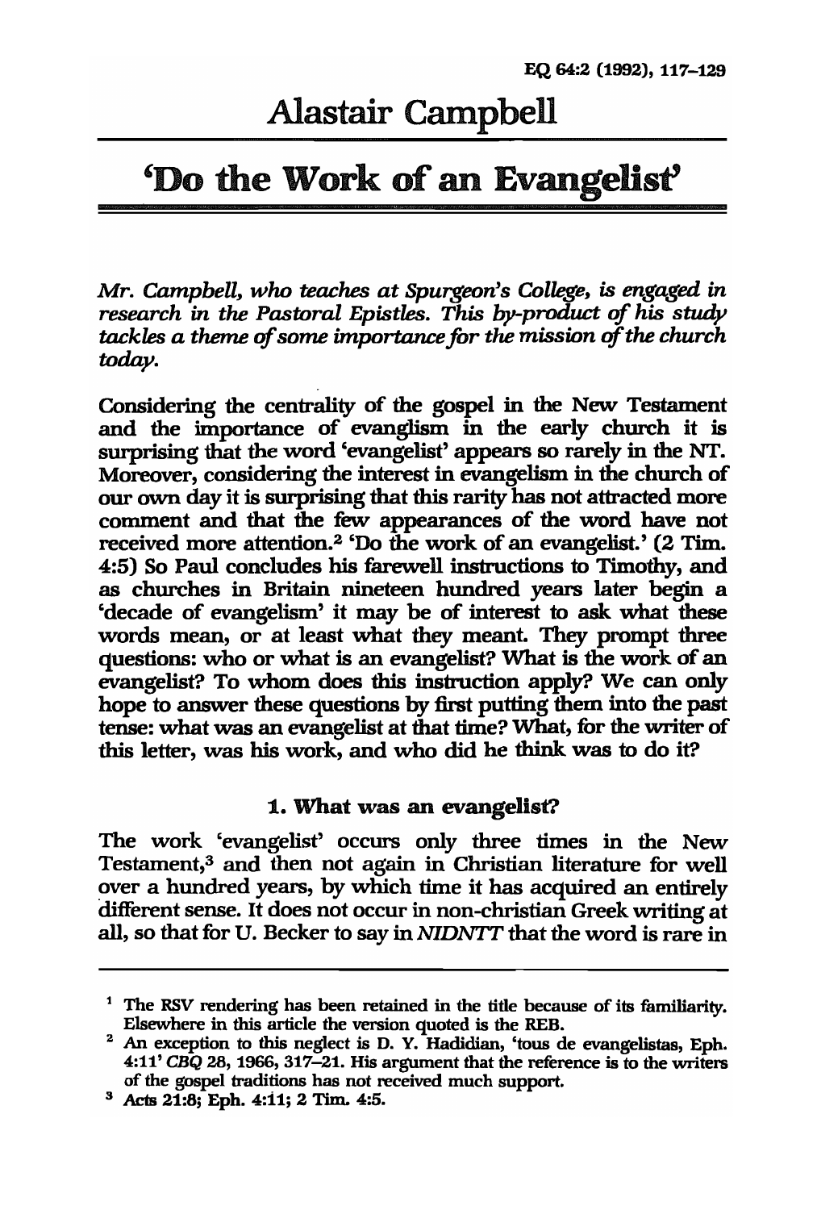# Alastair Campbell

# 'Do the Work of an Evangelist'[1]

*Mr. Campbell, who teaches at Spurgeon's College, is engaged in research in the Pastoral Epistles. This by-product of his study tackles a theme of some importance for the mission of the church today.*

Considering the centrality of the gospel in the New Testament and the importance of evanglism in the early church it is surprising that the word 'evangelist' appears so rarely in the NT. Moreover, considering the interest in evangelism in the church of our own day it is surprising that this rarity has not attracted more comment and that the few appearances of the word have not received more attention.[2] 'Do the work of an evangelist.' (2 Tim. 4:5) So Paul concludes his farewell instructions to Timothy, and as churches in Britain nineteen hundred years later begin a 'decade of evangelism' it may be of interest to ask what these words mean, or at least what they meant. They prompt three questions: who or what is an evangelist? What is the work of an evangelist? To whom does this instruction apply? We can only hope to answer these questions by first putting them into the past tense: what was an evangelist at that time? What, for the writer of this letter, was his work, and who did he think was to do it?

## 1. What was an evangelist?

The work 'evangelist' occurs only three times in the New Testament,[3] and then not again in Christian literature for well over a hundred years, by which time it has acquired an entirely different sense. It does not occur in non-christian Greek writing at all, so that for U. Becker to say in *NIDNTT* that the word is rare in

---

[1] The RSV rendering has been retained in the title because of its familiarity. Elsewhere in this article the version quoted is the REB.

[2] An exception to this neglect is D. Y. Hadidian, 'tous de evangelistas, Eph. 4:11' *CBQ* 28, 1966, 317–21. His argument that the reference is to the writers of the gospel traditions has not received much support.

[3] Acts 21:8; Eph. 4:11; 2 Tim. 4:5.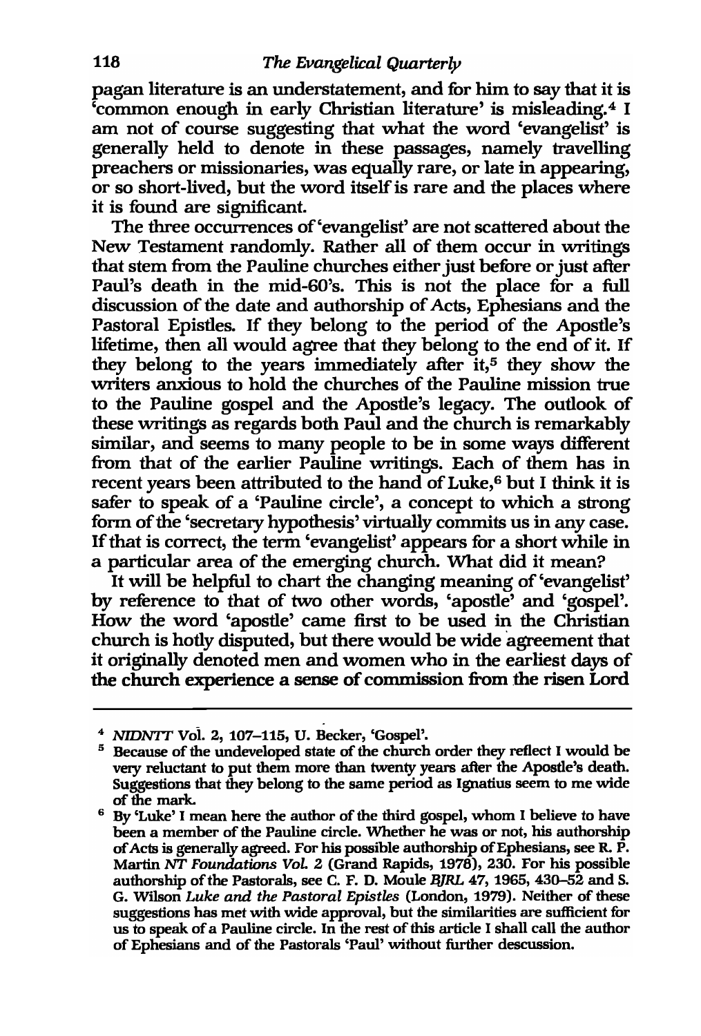pagan literature is an understatement, and for him to say that it is 'common enough in early Christian literature' is misleading.[4] I am not of course suggesting that what the word 'evangelist' is generally held to denote in these passages, namely travelling preachers or missionaries, was equally rare, or late in appearing, or so short-lived, but the word itself is rare and the places where it is found are significant.

The three occurrences of 'evangelist' are not scattered about the New Testament randomly. Rather all of them occur in writings that stem from the Pauline churches either just before or just after Paul's death in the mid-60's. This is not the place for a full discussion of the date and authorship of Acts, Ephesians and the Pastoral Epistles. If they belong to the period of the Apostle's lifetime, then all would agree that they belong to the end of it. If they belong to the years immediately after it,[5] they show the writers anxious to hold the churches of the Pauline mission true to the Pauline gospel and the Apostle's legacy. The outlook of these writings as regards both Paul and the church is remarkably similar, and seems to many people to be in some ways different from that of the earlier Pauline writings. Each of them has in recent years been attributed to the hand of Luke,[6] but I think it is safer to speak of a 'Pauline circle', a concept to which a strong form of the 'secretary hypothesis' virtually commits us in any case. If that is correct, the term 'evangelist' appears for a short while in a particular area of the emerging church. What did it mean?

It will be helpful to chart the changing meaning of 'evangelist' by reference to that of two other words, 'apostle' and 'gospel'. How the word 'apostle' came first to be used in the Christian church is hotly disputed, but there would be wide agreement that it originally denoted men and women who in the earliest days of the church experience a sense of commission from the risen Lord

---

[4] *NIDNTT* Vol. 2, 107–115, U. Becker, 'Gospel'.

[5] Because of the undeveloped state of the church order they reflect I would be very reluctant to put them more than twenty years after the Apostle's death. Suggestions that they belong to the same period as Ignatius seem to me wide of the mark.

[6] By 'Luke' I mean here the author of the third gospel, whom I believe to have been a member of the Pauline circle. Whether he was or not, his authorship of Acts is generally agreed. For his possible authorship of Ephesians, see R. P. Martin *NT Foundations Vol. 2* (Grand Rapids, 1978), 230. For his possible authorship of the Pastorals, see C. F. D. Moule *BJRL* 47, 1965, 430–52 and S. G. Wilson *Luke and the Pastoral Epistles* (London, 1979). Neither of these suggestions has met with wide approval, but the similarities are sufficient for us to speak of a Pauline circle. In the rest of this article I shall call the author of Ephesians and of the Pastorals 'Paul' without further descussion.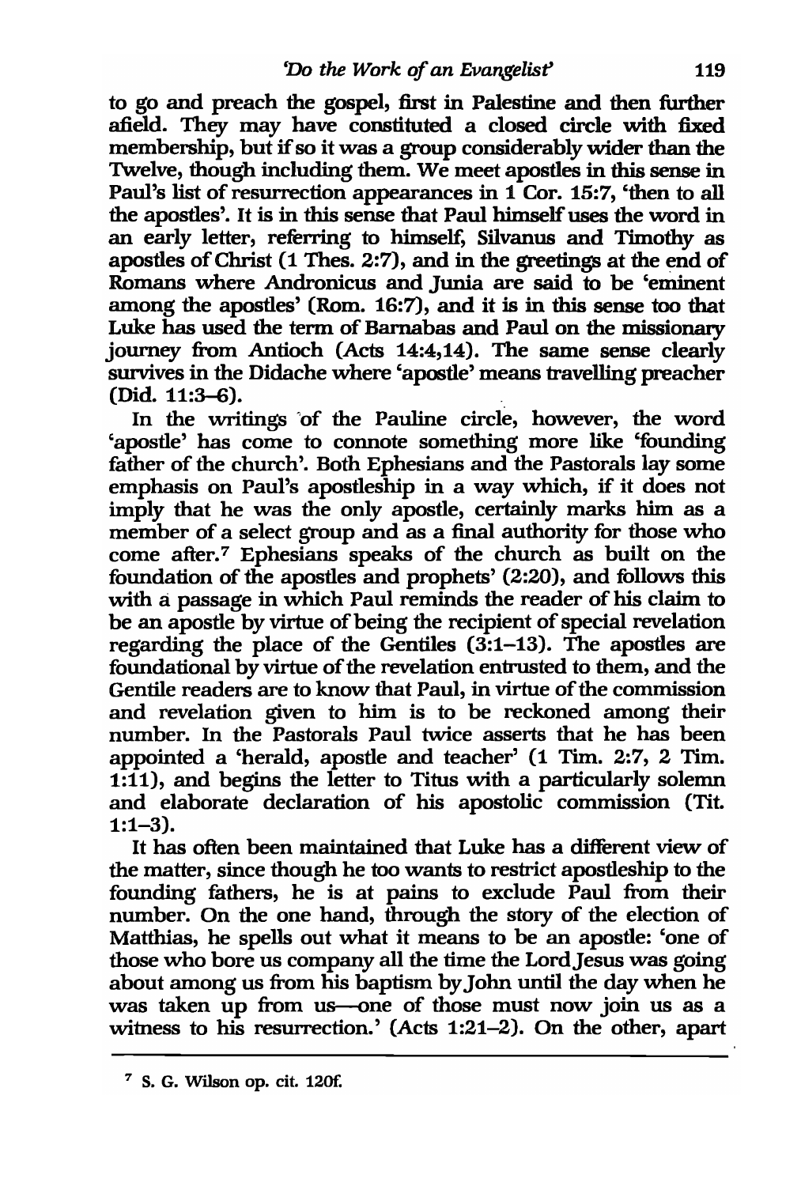to go and preach the gospel, first in Palestine and then further afield. They may have constituted a closed circle with fixed membership, but if so it was a group considerably wider than the Twelve, though including them. We meet apostles in this sense in Paul's list of resurrection appearances in 1 Cor. 15:7, 'then to all the apostles'. It is in this sense that Paul himself uses the word in an early letter, referring to himself, Silvanus and Timothy as apostles of Christ (1 Thes. 2:7), and in the greetings at the end of Romans where Andronicus and Junia are said to be 'eminent among the apostles' (Rom. 16:7), and it is in this sense too that Luke has used the term of Barnabas and Paul on the missionary journey from Antioch (Acts 14:4,14). The same sense clearly survives in the Didache where 'apostle' means travelling preacher (Did. 11:3–6).

In the writings of the Pauline circle, however, the word 'apostle' has come to connote something more like 'founding father of the church'. Both Ephesians and the Pastorals lay some emphasis on Paul's apostleship in a way which, if it does not imply that he was the only apostle, certainly marks him as a member of a select group and as a final authority for those who come after.[7] Ephesians speaks of the church as built on the foundation of the apostles and prophets' (2:20), and follows this with a passage in which Paul reminds the reader of his claim to be an apostle by virtue of being the recipient of special revelation regarding the place of the Gentiles (3:1–13). The apostles are foundational by virtue of the revelation entrusted to them, and the Gentile readers are to know that Paul, in virtue of the commission and revelation given to him is to be reckoned among their number. In the Pastorals Paul twice asserts that he has been appointed a 'herald, apostle and teacher' (1 Tim. 2:7, 2 Tim. 1:11), and begins the letter to Titus with a particularly solemn and elaborate declaration of his apostolic commission (Tit. 1:1–3).

It has often been maintained that Luke has a different view of the matter, since though he too wants to restrict apostleship to the founding fathers, he is at pains to exclude Paul from their number. On the one hand, through the story of the election of Matthias, he spells out what it means to be an apostle: 'one of those who bore us company all the time the Lord Jesus was going about among us from his baptism by John until the day when he was taken up from us—one of those must now join us as a witness to his resurrection.' (Acts 1:21–2). On the other, apart

---

[7] S. G. Wilson op. cit. 120f.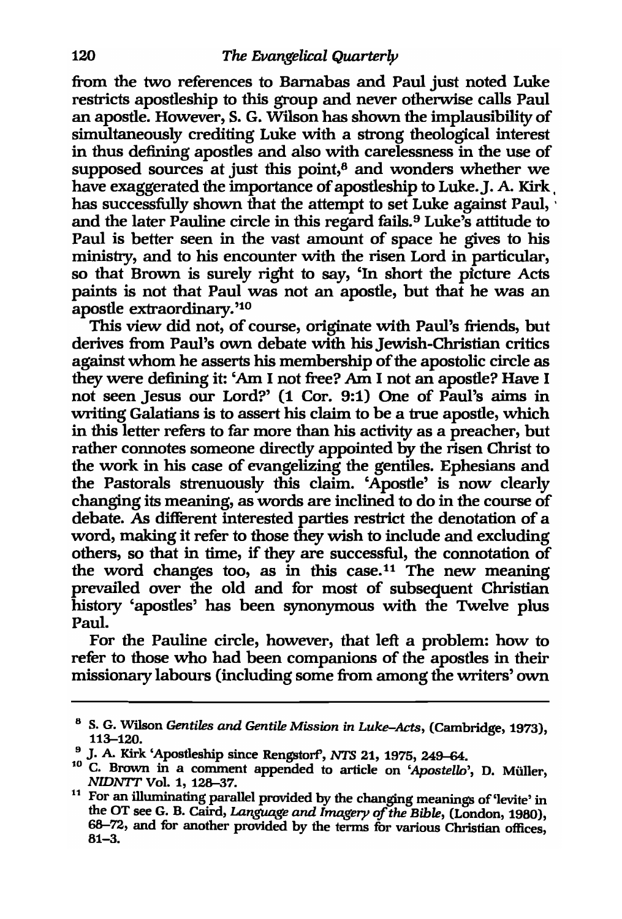from the two references to Barnabas and Paul just noted Luke restricts apostleship to this group and never otherwise calls Paul an apostle. However, S. G. Wilson has shown the implausibility of simultaneously crediting Luke with a strong theological interest in thus defining apostles and also with carelessness in the use of supposed sources at just this point,[8] and wonders whether we have exaggerated the importance of apostleship to Luke. J. A. Kirk has successfully shown that the attempt to set Luke against Paul, and the later Pauline circle in this regard fails.[9] Luke's attitude to Paul is better seen in the vast amount of space he gives to his ministry, and to his encounter with the risen Lord in particular, so that Brown is surely right to say, 'In short the picture Acts paints is not that Paul was not an apostle, but that he was an apostle extraordinary.'[10]

This view did not, of course, originate with Paul's friends, but derives from Paul's own debate with his Jewish-Christian critics against whom he asserts his membership of the apostolic circle as they were defining it: 'Am I not free? Am I not an apostle? Have I not seen Jesus our Lord?' (1 Cor. 9:1) One of Paul's aims in writing Galatians is to assert his claim to be a true apostle, which in this letter refers to far more than his activity as a preacher, but rather connotes someone directly appointed by the risen Christ to the work in his case of evangelizing the gentiles. Ephesians and the Pastorals strenuously this claim. 'Apostle' is now clearly changing its meaning, as words are inclined to do in the course of debate. As different interested parties restrict the denotation of a word, making it refer to those they wish to include and excluding others, so that in time, if they are successful, the connotation of the word changes too, as in this case.[11] The new meaning prevailed over the old and for most of subsequent Christian history 'apostles' has been synonymous with the Twelve plus Paul.

For the Pauline circle, however, that left a problem: how to refer to those who had been companions of the apostles in their missionary labours (including some from among the writers' own

---

[8] S. G. Wilson *Gentiles and Gentile Mission in Luke–Acts*, (Cambridge, 1973), 113–120.

[9] J. A. Kirk 'Apostleship since Rengstorf', *NTS* 21, 1975, 249–64.

[10] C. Brown in a comment appended to article on '*Apostello*', D. Müller, *NIDNTT* Vol. 1, 128–37.

[11] For an illuminating parallel provided by the changing meanings of 'levite' in the OT see G. B. Caird, *Language and Imagery of the Bible*, (London, 1980), 68–72, and for another provided by the terms for various Christian offices, 81–3.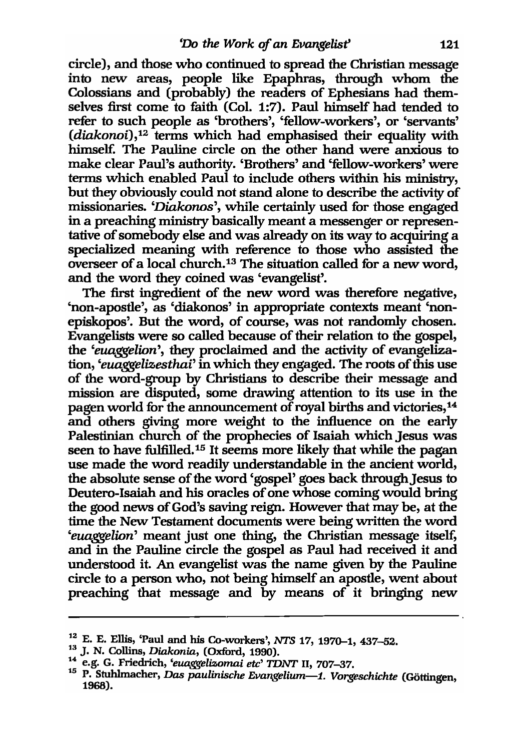circle), and those who continued to spread the Christian message into new areas, people like Epaphras, through whom the Colossians and (probably) the readers of Ephesians had themselves first come to faith (Col. 1:7). Paul himself had tended to refer to such people as 'brothers', 'fellow-workers', or 'servants' (*diakonoi*),[12] terms which had emphasised their equality with himself. The Pauline circle on the other hand were anxious to make clear Paul's authority. 'Brothers' and 'fellow-workers' were terms which enabled Paul to include others within his ministry, but they obviously could not stand alone to describe the activity of missionaries. '*Diakonos*', while certainly used for those engaged in a preaching ministry basically meant a messenger or representative of somebody else and was already on its way to acquiring a specialized meaning with reference to those who assisted the overseer of a local church.[13] The situation called for a new word, and the word they coined was 'evangelist'.

The first ingredient of the new word was therefore negative, 'non-apostle', as 'diakonos' in appropriate contexts meant 'non-episkopos'. But the word, of course, was not randomly chosen. Evangelists were so called because of their relation to the gospel, the '*euaggelion*', they proclaimed and the activity of evangelization, '*euaggelizesthai*' in which they engaged. The roots of this use of the word-group by Christians to describe their message and mission are disputed, some drawing attention to its use in the pagen world for the announcement of royal births and victories,[14] and others giving more weight to the influence on the early Palestinian church of the prophecies of Isaiah which Jesus was seen to have fulfilled.[15] It seems more likely that while the pagan use made the word readily understandable in the ancient world, the absolute sense of the word 'gospel' goes back through Jesus to Deutero-Isaiah and his oracles of one whose coming would bring the good news of God's saving reign. However that may be, at the time the New Testament documents were being written the word '*euaggelion*' meant just one thing, the Christian message itself, and in the Pauline circle the gospel as Paul had received it and understood it. An evangelist was the name given by the Pauline circle to a person who, not being himself an apostle, went about preaching that message and by means of it bringing new

---

[12] E. E. Ellis, 'Paul and his Co-workers', *NTS* 17, 1970–1, 437–52.

[13] J. N. Collins, *Diakonia*, (Oxford, 1990).

[14] e.g. G. Friedrich, '*euaggelizomai etc*' *TDNT* II, 707–37.

[15] P. Stuhlmacher, *Das paulinische Evangelium—1. Vorgeschichte* (Göttingen, 1968).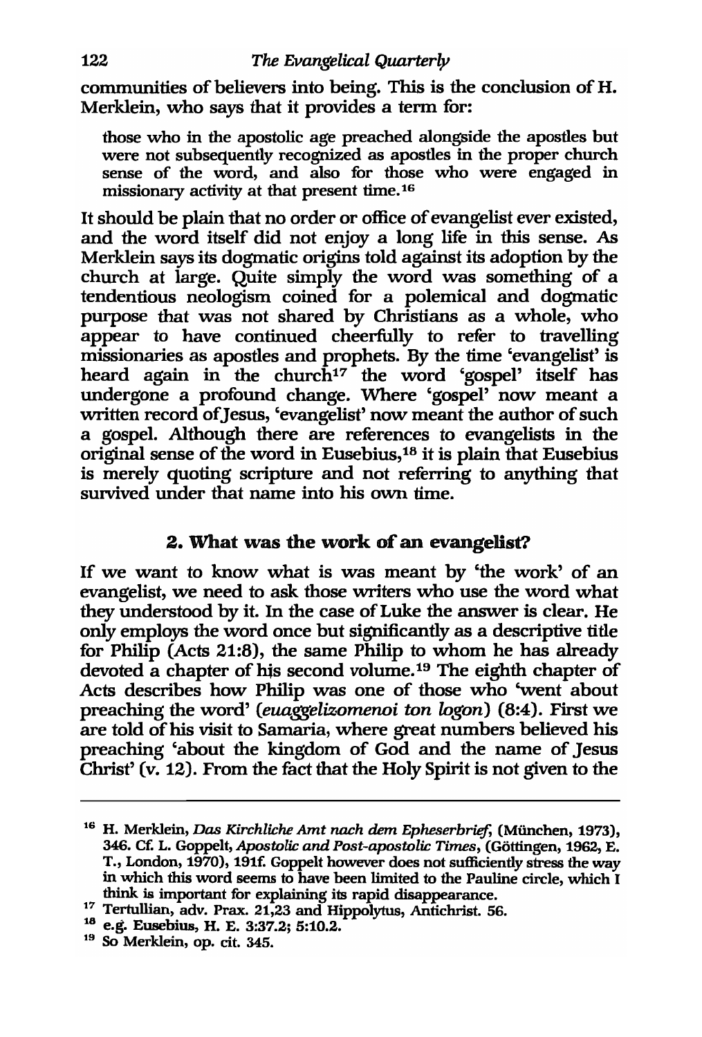communities of believers into being. This is the conclusion of H. Merklein, who says that it provides a term for:

> those who in the apostolic age preached alongside the apostles but were not subsequently recognized as apostles in the proper church sense of the word, and also for those who were engaged in missionary activity at that present time.[16]

It should be plain that no order or office of evangelist ever existed, and the word itself did not enjoy a long life in this sense. As Merklein says its dogmatic origins told against its adoption by the church at large. Quite simply the word was something of a tendentious neologism coined for a polemical and dogmatic purpose that was not shared by Christians as a whole, who appear to have continued cheerfully to refer to travelling missionaries as apostles and prophets. By the time 'evangelist' is heard again in the church[17] the word 'gospel' itself has undergone a profound change. Where 'gospel' now meant a written record of Jesus, 'evangelist' now meant the author of such a gospel. Although there are references to evangelists in the original sense of the word in Eusebius,[18] it is plain that Eusebius is merely quoting scripture and not referring to anything that survived under that name into his own time.

## 2. What was the work of an evangelist?

If we want to know what is was meant by 'the work' of an evangelist, we need to ask those writers who use the word what they understood by it. In the case of Luke the answer is clear. He only employs the word once but significantly as a descriptive title for Philip (Acts 21:8), the same Philip to whom he has already devoted a chapter of his second volume.[19] The eighth chapter of Acts describes how Philip was one of those who 'went about preaching the word' (*euaggelizomenoi ton logon*) (8:4). First we are told of his visit to Samaria, where great numbers believed his preaching 'about the kingdom of God and the name of Jesus Christ' (v. 12). From the fact that the Holy Spirit is not given to the

---

[16] H. Merklein, *Das Kirchliche Amt nach dem Epheserbrief*, (München, 1973), 346. Cf. L. Goppelt, *Apostolic and Post-apostolic Times*, (Göttingen, 1962, E. T., London, 1970), 191f. Goppelt however does not sufficiently stress the way in which this word seems to have been limited to the Pauline circle, which I think is important for explaining its rapid disappearance.

[17] Tertullian, adv. Prax. 21,23 and Hippolytus, Antichrist. 56.

[18] e.g. Eusebius, H. E. 3:37.2; 5:10.2.

[19] So Merklein, op. cit. 345.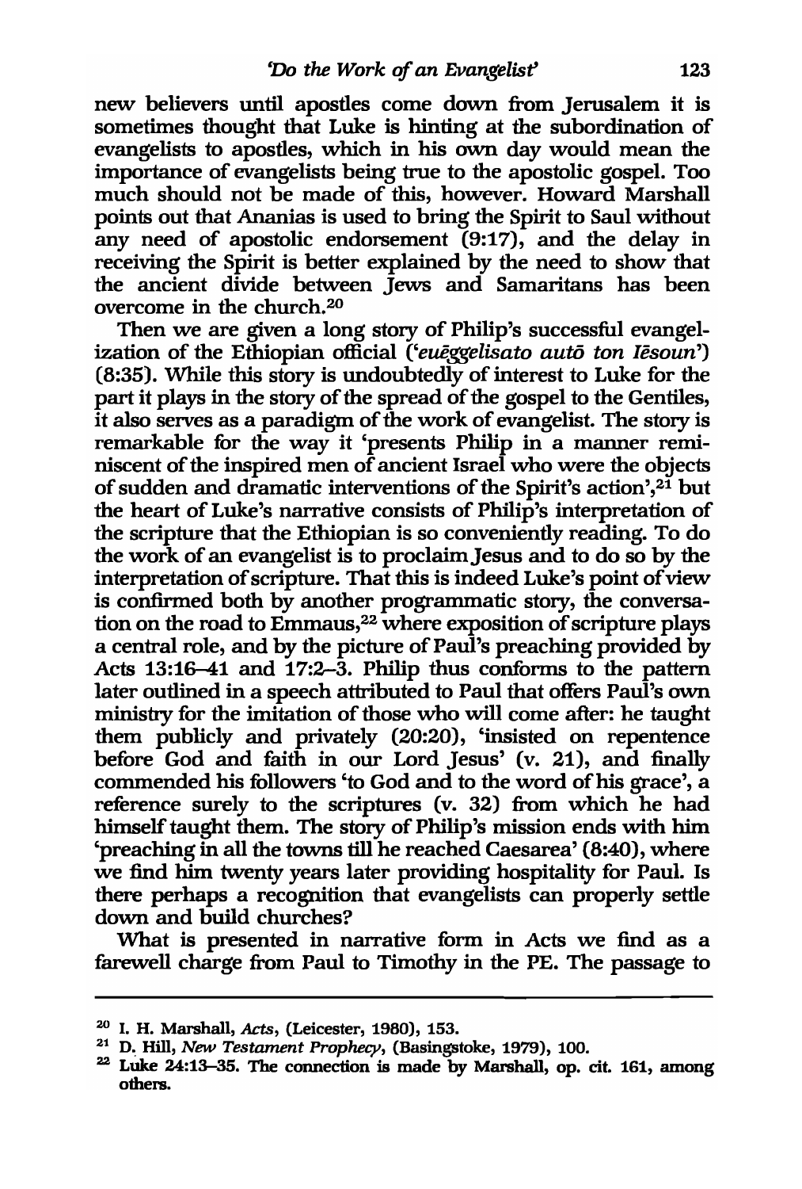new believers until apostles come down from Jerusalem it is sometimes thought that Luke is hinting at the subordination of evangelists to apostles, which in his own day would mean the importance of evangelists being true to the apostolic gospel. Too much should not be made of this, however. Howard Marshall points out that Ananias is used to bring the Spirit to Saul without any need of apostolic endorsement (9:17), and the delay in receiving the Spirit is better explained by the need to show that the ancient divide between Jews and Samaritans has been overcome in the church.[20]

Then we are given a long story of Philip's successful evangelization of the Ethiopian official (*'euēggelisato autō ton Iēsoun'*) (8:35). While this story is undoubtedly of interest to Luke for the part it plays in the story of the spread of the gospel to the Gentiles, it also serves as a paradigm of the work of evangelist. The story is remarkable for the way it 'presents Philip in a manner reminiscent of the inspired men of ancient Israel who were the objects of sudden and dramatic interventions of the Spirit's action',[21] but the heart of Luke's narrative consists of Philip's interpretation of the scripture that the Ethiopian is so conveniently reading. To do the work of an evangelist is to proclaim Jesus and to do so by the interpretation of scripture. That this is indeed Luke's point of view is confirmed both by another programmatic story, the conversation on the road to Emmaus,[22] where exposition of scripture plays a central role, and by the picture of Paul's preaching provided by Acts 13:16–41 and 17:2–3. Philip thus conforms to the pattern later outlined in a speech attributed to Paul that offers Paul's own ministry for the imitation of those who will come after: he taught them publicly and privately (20:20), 'insisted on repentence before God and faith in our Lord Jesus' (v. 21), and finally commended his followers 'to God and to the word of his grace', a reference surely to the scriptures (v. 32) from which he had himself taught them. The story of Philip's mission ends with him 'preaching in all the towns till he reached Caesarea' (8:40), where we find him twenty years later providing hospitality for Paul. Is there perhaps a recognition that evangelists can properly settle down and build churches?

What is presented in narrative form in Acts we find as a farewell charge from Paul to Timothy in the PE. The passage to

---

[20] I. H. Marshall, *Acts*, (Leicester, 1980), 153.

[21] D. Hill, *New Testament Prophecy*, (Basingstoke, 1979), 100.

[22] Luke 24:13–35. The connection is made by Marshall, op. cit. 161, among others.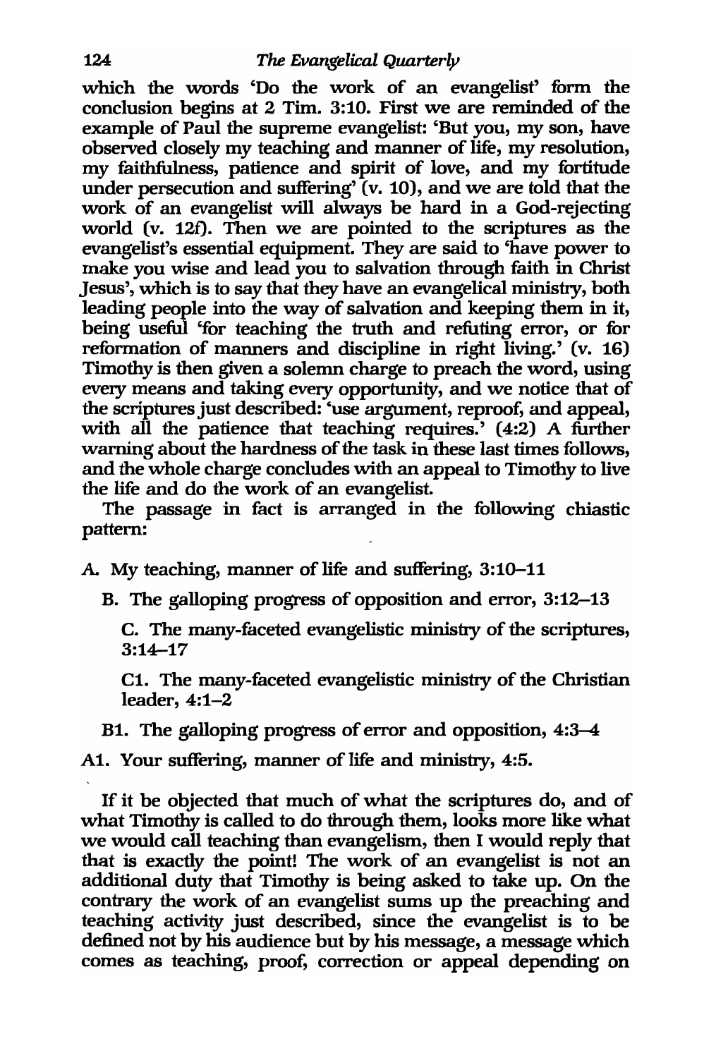which the words 'Do the work of an evangelist' form the conclusion begins at 2 Tim. 3:10. First we are reminded of the example of Paul the supreme evangelist: 'But you, my son, have observed closely my teaching and manner of life, my resolution, my faithfulness, patience and spirit of love, and my fortitude under persecution and suffering' (v. 10), and we are told that the work of an evangelist will always be hard in a God-rejecting world (v. 12f). Then we are pointed to the scriptures as the evangelist's essential equipment. They are said to 'have power to make you wise and lead you to salvation through faith in Christ Jesus', which is to say that they have an evangelical ministry, both leading people into the way of salvation and keeping them in it, being useful 'for teaching the truth and refuting error, or for reformation of manners and discipline in right living.' (v. 16) Timothy is then given a solemn charge to preach the word, using every means and taking every opportunity, and we notice that of the scriptures just described: 'use argument, reproof, and appeal, with all the patience that teaching requires.' (4:2) A further warning about the hardness of the task in these last times follows, and the whole charge concludes with an appeal to Timothy to live the life and do the work of an evangelist.

The passage in fact is arranged in the following chiastic pattern:

A. My teaching, manner of life and suffering, 3:10–11

B. The galloping progress of opposition and error, 3:12–13

C. The many-faceted evangelistic ministry of the scriptures, 3:14–17

C1. The many-faceted evangelistic ministry of the Christian leader, 4:1–2

B1. The galloping progress of error and opposition, 4:3–4

A1. Your suffering, manner of life and ministry, 4:5.

If it be objected that much of what the scriptures do, and of what Timothy is called to do through them, looks more like what we would call teaching than evangelism, then I would reply that that is exactly the point! The work of an evangelist is not an additional duty that Timothy is being asked to take up. On the contrary the work of an evangelist sums up the preaching and teaching activity just described, since the evangelist is to be defined not by his audience but by his message, a message which comes as teaching, proof, correction or appeal depending on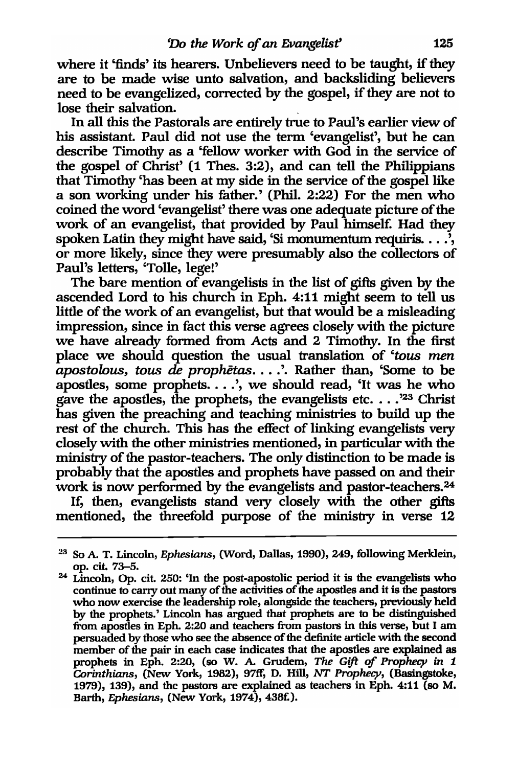where it 'finds' its hearers. Unbelievers need to be taught, if they are to be made wise unto salvation, and backsliding believers need to be evangelized, corrected by the gospel, if they are not to lose their salvation.

In all this the Pastorals are entirely true to Paul's earlier view of his assistant. Paul did not use the term 'evangelist', but he can describe Timothy as a 'fellow worker with God in the service of the gospel of Christ' (1 Thes. 3:2), and can tell the Philippians that Timothy 'has been at my side in the service of the gospel like a son working under his father.' (Phil. 2:22) For the men who coined the word 'evangelist' there was one adequate picture of the work of an evangelist, that provided by Paul himself. Had they spoken Latin they might have said, 'Si monumentum requiris. . . .', or more likely, since they were presumably also the collectors of Paul's letters, 'Tolle, lege!'

The bare mention of evangelists in the list of gifts given by the ascended Lord to his church in Eph. 4:11 might seem to tell us little of the work of an evangelist, but that would be a misleading impression, since in fact this verse agrees closely with the picture we have already formed from Acts and 2 Timothy. In the first place we should question the usual translation of '*tous men apostolous, tous de prophētas. . . .*'. Rather than, 'Some to be apostles, some prophets. . . .', we should read, 'It was he who gave the apostles, the prophets, the evangelists etc. . . .'[23] Christ has given the preaching and teaching ministries to build up the rest of the church. This has the effect of linking evangelists very closely with the other ministries mentioned, in particular with the ministry of the pastor-teachers. The only distinction to be made is probably that the apostles and prophets have passed on and their work is now performed by the evangelists and pastor-teachers.[24]

If, then, evangelists stand very closely with the other gifts mentioned, the threefold purpose of the ministry in verse 12

---

[23] So A. T. Lincoln, *Ephesians*, (Word, Dallas, 1990), 249, following Merklein, op. cit. 73–5.

[24] Lincoln, Op. cit. 250: 'In the post-apostolic period it is the evangelists who continue to carry out many of the activities of the apostles and it is the pastors who now exercise the leadership role, alongside the teachers, previously held by the prophets.' Lincoln has argued that prophets are to be distinguished from apostles in Eph. 2:20 and teachers from pastors in this verse, but I am persuaded by those who see the absence of the definite article with the second member of the pair in each case indicates that the apostles are explained as prophets in Eph. 2:20, (so W. A. Grudem, *The Gift of Prophecy in 1 Corinthians*, (New York, 1982), 97ff, D. Hill, *NT Prophecy*, (Basingstoke, 1979), 139), and the pastors are explained as teachers in Eph. 4:11 (so M. Barth, *Ephesians*, (New York, 1974), 438f.).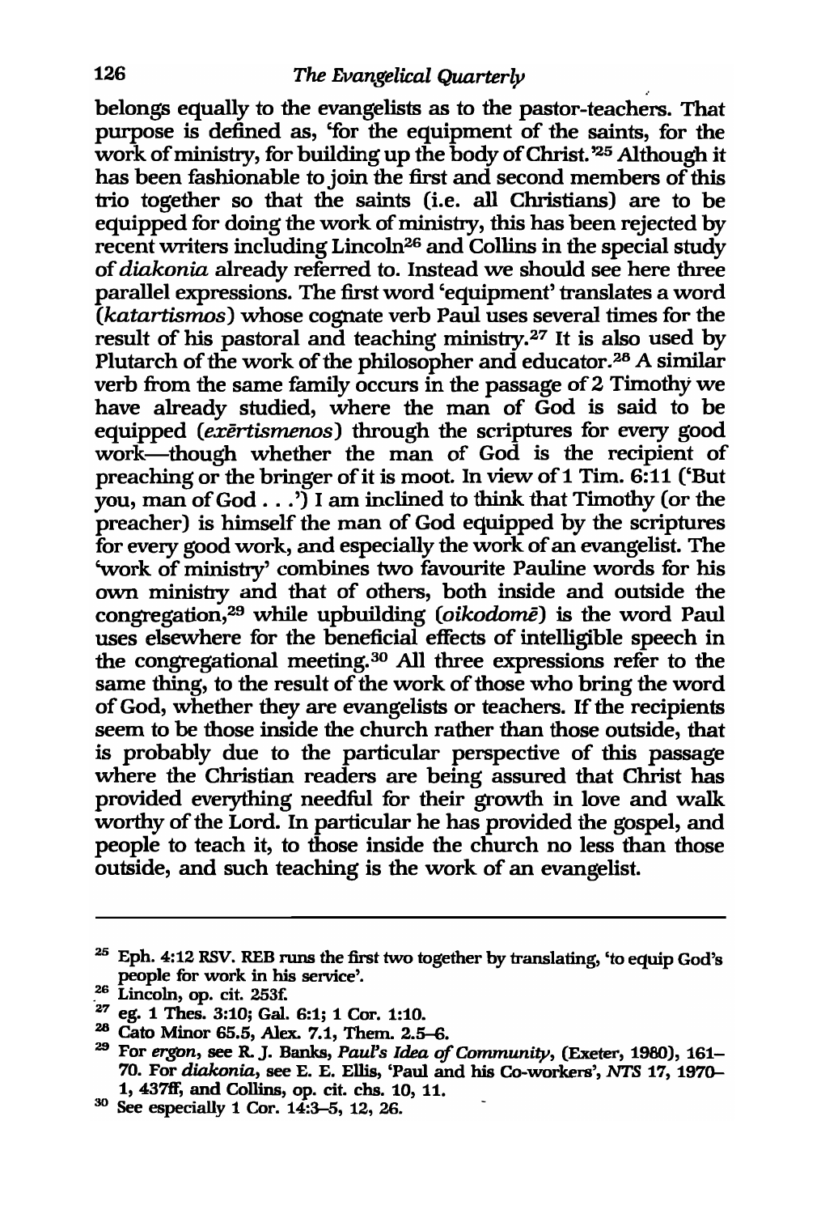belongs equally to the evangelists as to the pastor-teachers. That purpose is defined as, 'for the equipment of the saints, for the work of ministry, for building up the body of Christ.'[25] Although it has been fashionable to join the first and second members of this trio together so that the saints (i.e. all Christians) are to be equipped for doing the work of ministry, this has been rejected by recent writers including Lincoln[26] and Collins in the special study of *diakonia* already referred to. Instead we should see here three parallel expressions. The first word 'equipment' translates a word (*katartismos*) whose cognate verb Paul uses several times for the result of his pastoral and teaching ministry.[27] It is also used by Plutarch of the work of the philosopher and educator.[28] A similar verb from the same family occurs in the passage of 2 Timothy we have already studied, where the man of God is said to be equipped (*exērtismenos*) through the scriptures for every good work—though whether the man of God is the recipient of preaching or the bringer of it is moot. In view of 1 Tim. 6:11 ('But you, man of God . . .') I am inclined to think that Timothy (or the preacher) is himself the man of God equipped by the scriptures for every good work, and especially the work of an evangelist. The 'work of ministry' combines two favourite Pauline words for his own ministry and that of others, both inside and outside the congregation,[29] while upbuilding (*oikodomē*) is the word Paul uses elsewhere for the beneficial effects of intelligible speech in the congregational meeting.[30] All three expressions refer to the same thing, to the result of the work of those who bring the word of God, whether they are evangelists or teachers. If the recipients seem to be those inside the church rather than those outside, that is probably due to the particular perspective of this passage where the Christian readers are being assured that Christ has provided everything needful for their growth in love and walk worthy of the Lord. In particular he has provided the gospel, and people to teach it, to those inside the church no less than those outside, and such teaching is the work of an evangelist.

---

[25] Eph. 4:12 RSV. REB runs the first two together by translating, 'to equip God's people for work in his service'.

[26] Lincoln, op. cit. 253f.

[27] eg. 1 Thes. 3:10; Gal. 6:1; 1 Cor. 1:10.

[28] Cato Minor 65.5, Alex. 7.1, Them. 2.5–6.

[29] For *ergon*, see R. J. Banks, *Paul's Idea of Community*, (Exeter, 1980), 161–70. For *diakonia*, see E. E. Ellis, 'Paul and his Co-workers', *NTS* 17, 1970–1, 437ff, and Collins, op. cit. chs. 10, 11.

[30] See especially 1 Cor. 14:3–5, 12, 26.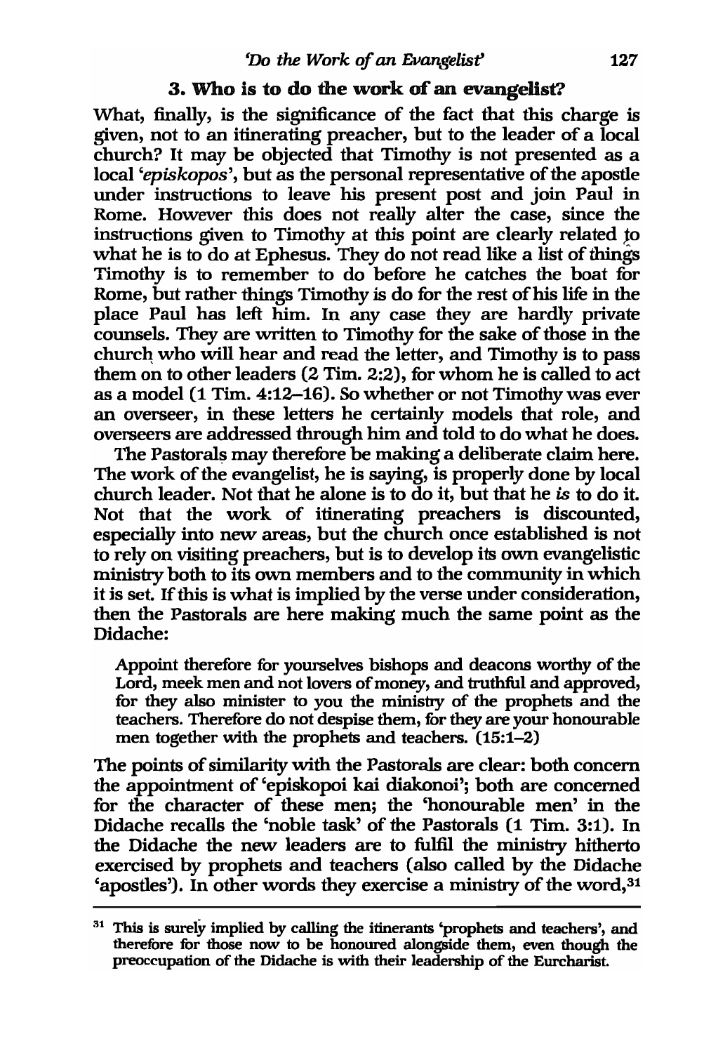### 3. Who is to do the work of an evangelist?

What, finally, is the significance of the fact that this charge is given, not to an itinerating preacher, but to the leader of a local church? It may be objected that Timothy is not presented as a local '*episkopos*', but as the personal representative of the apostle under instructions to leave his present post and join Paul in Rome. However this does not really alter the case, since the instructions given to Timothy at this point are clearly related to what he is to do at Ephesus. They do not read like a list of things Timothy is to remember to do before he catches the boat for Rome, but rather things Timothy is do for the rest of his life in the place Paul has left him. In any case they are hardly private counsels. They are written to Timothy for the sake of those in the church who will hear and read the letter, and Timothy is to pass them on to other leaders (2 Tim. 2:2), for whom he is called to act as a model (1 Tim. 4:12–16). So whether or not Timothy was ever an overseer, in these letters he certainly models that role, and overseers are addressed through him and told to do what he does.

The Pastorals may therefore be making a deliberate claim here. The work of the evangelist, he is saying, is properly done by local church leader. Not that he alone is to do it, but that he *is* to do it. Not that the work of itinerating preachers is discounted, especially into new areas, but the church once established is not to rely on visiting preachers, but is to develop its own evangelistic ministry both to its own members and to the community in which it is set. If this is what is implied by the verse under consideration, then the Pastorals are here making much the same point as the Didache:

> Appoint therefore for yourselves bishops and deacons worthy of the Lord, meek men and not lovers of money, and truthful and approved, for they also minister to you the ministry of the prophets and the teachers. Therefore do not despise them, for they are your honourable men together with the prophets and teachers. (15:1–2)

The points of similarity with the Pastorals are clear: both concern the appointment of 'episkopoi kai diakonoi'; both are concerned for the character of these men; the 'honourable men' in the Didache recalls the 'noble task' of the Pastorals (1 Tim. 3:1). In the Didache the new leaders are to fulfil the ministry hitherto exercised by prophets and teachers (also called by the Didache 'apostles'). In other words they exercise a ministry of the word,[31]

[31] This is surely implied by calling the itinerants 'prophets and teachers', and therefore for those now to be honoured alongside them, even though the preoccupation of the Didache is with their leadership of the Eurcharist.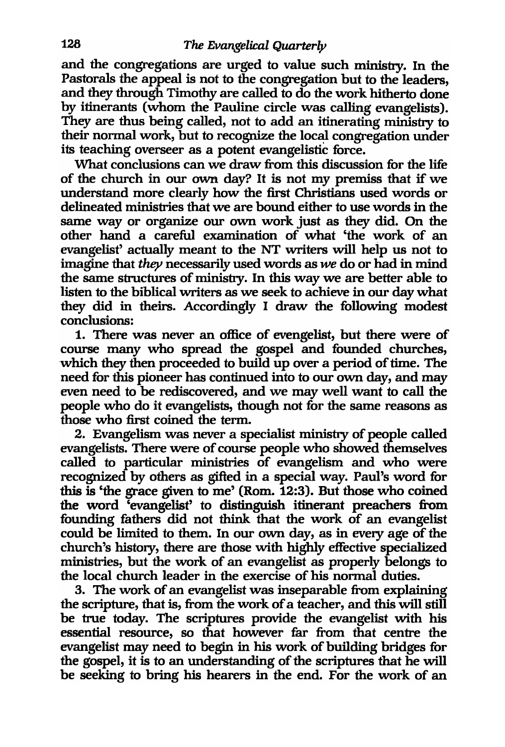and the congregations are urged to value such ministry. In the Pastorals the appeal is not to the congregation but to the leaders, and they through Timothy are called to do the work hitherto done by itinerants (whom the Pauline circle was calling evangelists). They are thus being called, not to add an itinerating ministry to their normal work, but to recognize the local congregation under its teaching overseer as a potent evangelistic force.

What conclusions can we draw from this discussion for the life of the church in our own day? It is not my premiss that if we understand more clearly how the first Christians used words or delineated ministries that we are bound either to use words in the same way or organize our own work just as they did. On the other hand a careful examination of what 'the work of an evangelist' actually meant to the NT writers will help us not to imagine that *they* necessarily used words as *we* do or had in mind the same structures of ministry. In this way we are better able to listen to the biblical writers as we seek to achieve in our day what they did in theirs. Accordingly I draw the following modest conclusions:

1. There was never an office of evangelist, but there were of course many who spread the gospel and founded churches, which they then proceeded to build up over a period of time. The need for this pioneer has continued into to our own day, and may even need to be rediscovered, and we may well want to call the people who do it evangelists, though not for the same reasons as those who first coined the term.

2. Evangelism was never a specialist ministry of people called evangelists. There were of course people who showed themselves called to particular ministries of evangelism and who were recognized by others as gifted in a special way. Paul's word for this is 'the grace given to me' (Rom. 12:3). But those who coined the word 'evangelist' to distinguish itinerant preachers from founding fathers did not think that the work of an evangelist could be limited to them. In our own day, as in every age of the church's history, there are those with highly effective specialized ministries, but the work of an evangelist as properly belongs to the local church leader in the exercise of his normal duties.

3. The work of an evangelist was inseparable from explaining the scripture, that is, from the work of a teacher, and this will still be true today. The scriptures provide the evangelist with his essential resource, so that however far from that centre the evangelist may need to begin in his work of building bridges for the gospel, it is to an understanding of the scriptures that he will be seeking to bring his hearers in the end. For the work of an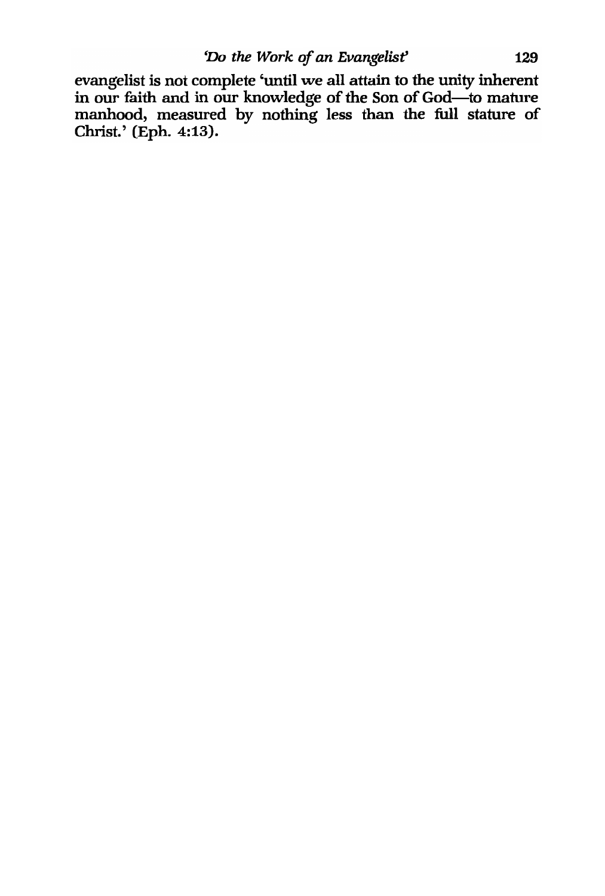evangelist is not complete 'until we all attain to the unity inherent in our faith and in our knowledge of the Son of God—to mature manhood, measured by nothing less than the full stature of Christ.' (Eph. 4:13).